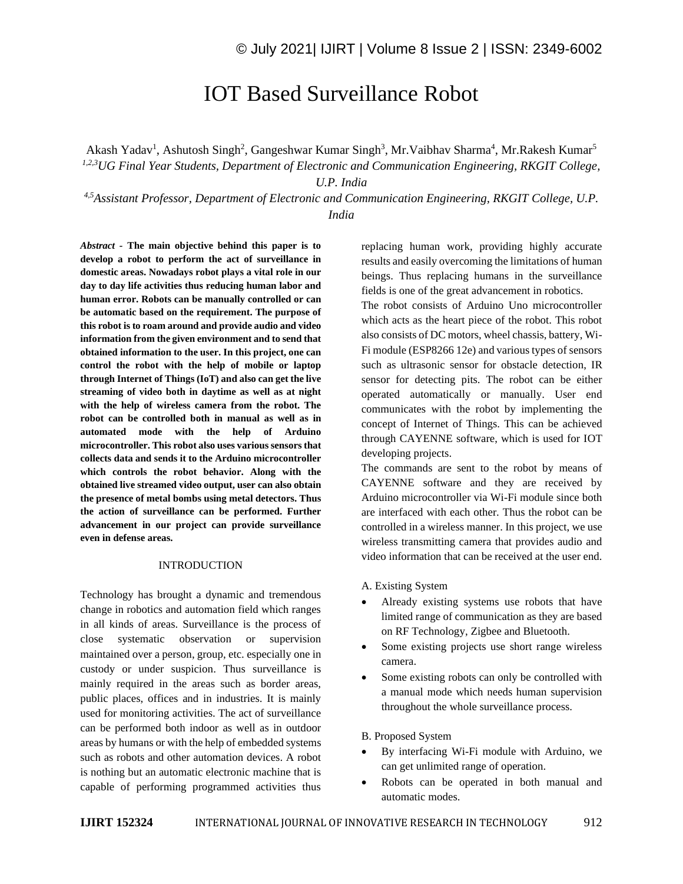# IOT Based Surveillance Robot

Akash Yadav[1], Ashutosh Singh[2], Gangeshwar Kumar Singh[3], Mr.Vaibhav Sharma[4], Mr.Rakesh Kumar[5]

*[1,2,3]UG Final Year Students, Department of Electronic and Communication Engineering, RKGIT College, U.P. India*

*[4,5]Assistant Professor, Department of Electronic and Communication Engineering, RKGIT College, U.P. India*

*Abstract* - **The main objective behind this paper is to develop a robot to perform the act of surveillance in domestic areas. Nowadays robot plays a vital role in our day to day life activities thus reducing human labor and human error. Robots can be manually controlled or can be automatic based on the requirement. The purpose of this robot is to roam around and provide audio and video information from the given environment and to send that obtained information to the user. In this project, one can control the robot with the help of mobile or laptop through Internet of Things (IoT) and also can get the live streaming of video both in daytime as well as at night with the help of wireless camera from the robot. The robot can be controlled both in manual as well as in automated mode with the help of Arduino microcontroller. This robot also uses various sensors that collects data and sends it to the Arduino microcontroller which controls the robot behavior. Along with the obtained live streamed video output, user can also obtain the presence of metal bombs using metal detectors. Thus the action of surveillance can be performed. Further advancement in our project can provide surveillance even in defense areas.**

## INTRODUCTION

Technology has brought a dynamic and tremendous change in robotics and automation field which ranges in all kinds of areas. Surveillance is the process of close systematic observation or supervision maintained over a person, group, etc. especially one in custody or under suspicion. Thus surveillance is mainly required in the areas such as border areas, public places, offices and in industries. It is mainly used for monitoring activities. The act of surveillance can be performed both indoor as well as in outdoor areas by humans or with the help of embedded systems such as robots and other automation devices. A robot is nothing but an automatic electronic machine that is capable of performing programmed activities thus replacing human work, providing highly accurate results and easily overcoming the limitations of human beings. Thus replacing humans in the surveillance fields is one of the great advancement in robotics.

The robot consists of Arduino Uno microcontroller which acts as the heart piece of the robot. This robot also consists of DC motors, wheel chassis, battery, Wi-Fi module (ESP8266 12e) and various types of sensors such as ultrasonic sensor for obstacle detection, IR sensor for detecting pits. The robot can be either operated automatically or manually. User end communicates with the robot by implementing the concept of Internet of Things. This can be achieved through CAYENNE software, which is used for IOT developing projects.

The commands are sent to the robot by means of CAYENNE software and they are received by Arduino microcontroller via Wi-Fi module since both are interfaced with each other. Thus the robot can be controlled in a wireless manner. In this project, we use wireless transmitting camera that provides audio and video information that can be received at the user end.

### A. Existing System

- Already existing systems use robots that have limited range of communication as they are based on RF Technology, Zigbee and Bluetooth.
- Some existing projects use short range wireless camera.
- Some existing robots can only be controlled with a manual mode which needs human supervision throughout the whole surveillance process.

### B. Proposed System

- By interfacing Wi-Fi module with Arduino, we can get unlimited range of operation.
- Robots can be operated in both manual and automatic modes.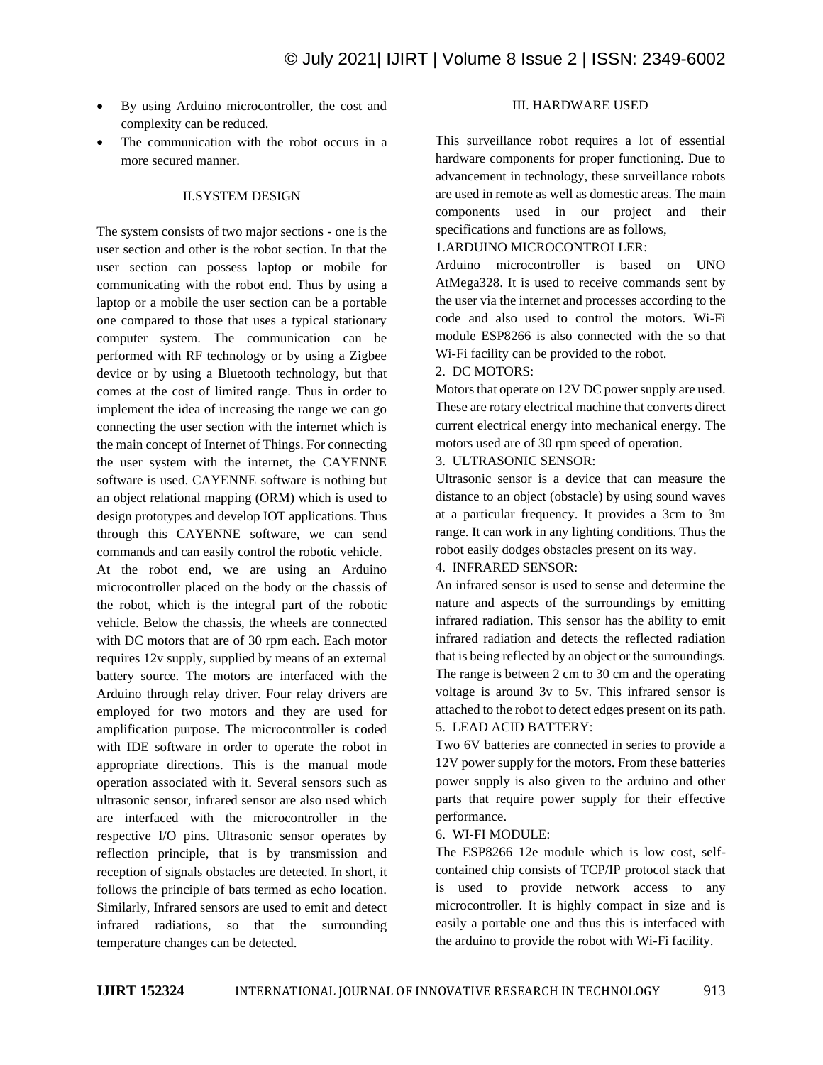- By using Arduino microcontroller, the cost and complexity can be reduced.
- The communication with the robot occurs in a more secured manner.

## II.SYSTEM DESIGN

The system consists of two major sections - one is the user section and other is the robot section. In that the user section can possess laptop or mobile for communicating with the robot end. Thus by using a laptop or a mobile the user section can be a portable one compared to those that uses a typical stationary computer system. The communication can be performed with RF technology or by using a Zigbee device or by using a Bluetooth technology, but that comes at the cost of limited range. Thus in order to implement the idea of increasing the range we can go connecting the user section with the internet which is the main concept of Internet of Things. For connecting the user system with the internet, the CAYENNE software is used. CAYENNE software is nothing but an object relational mapping (ORM) which is used to design prototypes and develop IOT applications. Thus through this CAYENNE software, we can send commands and can easily control the robotic vehicle.

At the robot end, we are using an Arduino microcontroller placed on the body or the chassis of the robot, which is the integral part of the robotic vehicle. Below the chassis, the wheels are connected with DC motors that are of 30 rpm each. Each motor requires 12v supply, supplied by means of an external battery source. The motors are interfaced with the Arduino through relay driver. Four relay drivers are employed for two motors and they are used for amplification purpose. The microcontroller is coded with IDE software in order to operate the robot in appropriate directions. This is the manual mode operation associated with it. Several sensors such as ultrasonic sensor, infrared sensor are also used which are interfaced with the microcontroller in the respective I/O pins. Ultrasonic sensor operates by reflection principle, that is by transmission and reception of signals obstacles are detected. In short, it follows the principle of bats termed as echo location. Similarly, Infrared sensors are used to emit and detect infrared radiations, so that the surrounding temperature changes can be detected.

## III. HARDWARE USED

This surveillance robot requires a lot of essential hardware components for proper functioning. Due to advancement in technology, these surveillance robots are used in remote as well as domestic areas. The main components used in our project and their specifications and functions are as follows,

1.ARDUINO MICROCONTROLLER:

Arduino microcontroller is based on UNO AtMega328. It is used to receive commands sent by the user via the internet and processes according to the code and also used to control the motors. Wi-Fi module ESP8266 is also connected with the so that Wi-Fi facility can be provided to the robot.

2. DC MOTORS:

Motors that operate on 12V DC power supply are used. These are rotary electrical machine that converts direct current electrical energy into mechanical energy. The motors used are of 30 rpm speed of operation.

3. ULTRASONIC SENSOR:

Ultrasonic sensor is a device that can measure the distance to an object (obstacle) by using sound waves at a particular frequency. It provides a 3cm to 3m range. It can work in any lighting conditions. Thus the robot easily dodges obstacles present on its way.

4. INFRARED SENSOR:

An infrared sensor is used to sense and determine the nature and aspects of the surroundings by emitting infrared radiation. This sensor has the ability to emit infrared radiation and detects the reflected radiation that is being reflected by an object or the surroundings. The range is between 2 cm to 30 cm and the operating voltage is around 3v to 5v. This infrared sensor is attached to the robot to detect edges present on its path.

5. LEAD ACID BATTERY:

Two 6V batteries are connected in series to provide a 12V power supply for the motors. From these batteries power supply is also given to the arduino and other parts that require power supply for their effective performance.

6. WI-FI MODULE:

The ESP8266 12e module which is low cost, self-contained chip consists of TCP/IP protocol stack that is used to provide network access to any microcontroller. It is highly compact in size and is easily a portable one and thus this is interfaced with the arduino to provide the robot with Wi-Fi facility.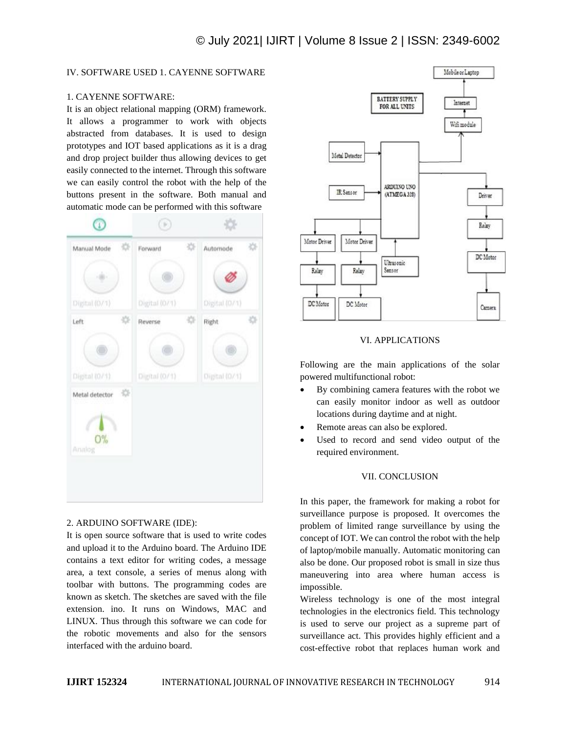IV. SOFTWARE USED 1. CAYENNE SOFTWARE

1. CAYENNE SOFTWARE:

It is an object relational mapping (ORM) framework. It allows a programmer to work with objects abstracted from databases. It is used to design prototypes and IOT based applications as it is a drag and drop project builder thus allowing devices to get easily connected to the internet. Through this software we can easily control the robot with the help of the buttons present in the software. Both manual and automatic mode can be performed with this software

2. ARDUINO SOFTWARE (IDE):

It is open source software that is used to write codes and upload it to the Arduino board. The Arduino IDE contains a text editor for writing codes, a message area, a text console, a series of menus along with toolbar with buttons. The programming codes are known as sketch. The sketches are saved with the file extension. ino. It runs on Windows, MAC and LINUX. Thus through this software we can code for the robotic movements and also for the sensors interfaced with the arduino board.

## VI. APPLICATIONS

Following are the main applications of the solar powered multifunctional robot:

- By combining camera features with the robot we can easily monitor indoor as well as outdoor locations during daytime and at night.
- Remote areas can also be explored.
- Used to record and send video output of the required environment.

## VII. CONCLUSION

In this paper, the framework for making a robot for surveillance purpose is proposed. It overcomes the problem of limited range surveillance by using the concept of IOT. We can control the robot with the help of laptop/mobile manually. Automatic monitoring can also be done. Our proposed robot is small in size thus maneuvering into area where human access is impossible.

Wireless technology is one of the most integral technologies in the electronics field. This technology is used to serve our project as a supreme part of surveillance act. This provides highly efficient and a cost-effective robot that replaces human work and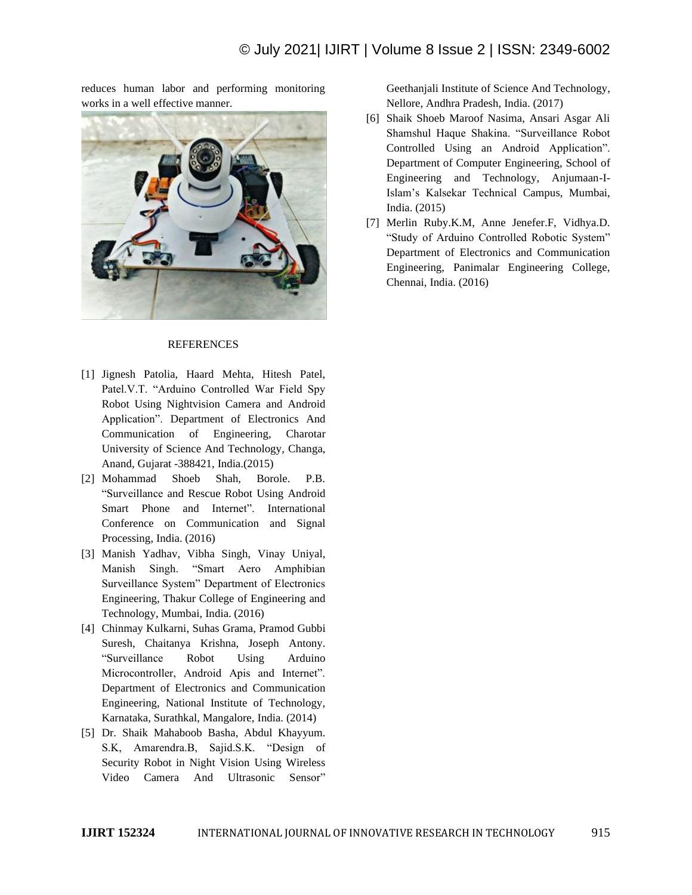reduces human labor and performing monitoring works in a well effective manner.

## REFERENCES

[1] Jignesh Patolia, Haard Mehta, Hitesh Patel, Patel.V.T. "Arduino Controlled War Field Spy Robot Using Nightvision Camera and Android Application". Department of Electronics And Communication of Engineering, Charotar University of Science And Technology, Changa, Anand, Gujarat -388421, India.(2015)

[2] Mohammad Shoeb Shah, Borole. P.B. "Surveillance and Rescue Robot Using Android Smart Phone and Internet". International Conference on Communication and Signal Processing, India. (2016)

[3] Manish Yadhav, Vibha Singh, Vinay Uniyal, Manish Singh. "Smart Aero Amphibian Surveillance System" Department of Electronics Engineering, Thakur College of Engineering and Technology, Mumbai, India. (2016)

[4] Chinmay Kulkarni, Suhas Grama, Pramod Gubbi Suresh, Chaitanya Krishna, Joseph Antony. "Surveillance Robot Using Arduino Microcontroller, Android Apis and Internet". Department of Electronics and Communication Engineering, National Institute of Technology, Karnataka, Surathkal, Mangalore, India. (2014)

[5] Dr. Shaik Mahaboob Basha, Abdul Khayyum. S.K, Amarendra.B, Sajid.S.K. "Design of Security Robot in Night Vision Using Wireless Video Camera And Ultrasonic Sensor" Geethanjali Institute of Science And Technology, Nellore, Andhra Pradesh, India. (2017)

[6] Shaik Shoeb Maroof Nasima, Ansari Asgar Ali Shamshul Haque Shakina. "Surveillance Robot Controlled Using an Android Application". Department of Computer Engineering, School of Engineering and Technology, Anjumaan-I-Islam's Kalsekar Technical Campus, Mumbai, India. (2015)

[7] Merlin Ruby.K.M, Anne Jenefer.F, Vidhya.D. "Study of Arduino Controlled Robotic System" Department of Electronics and Communication Engineering, Panimalar Engineering College, Chennai, India. (2016)